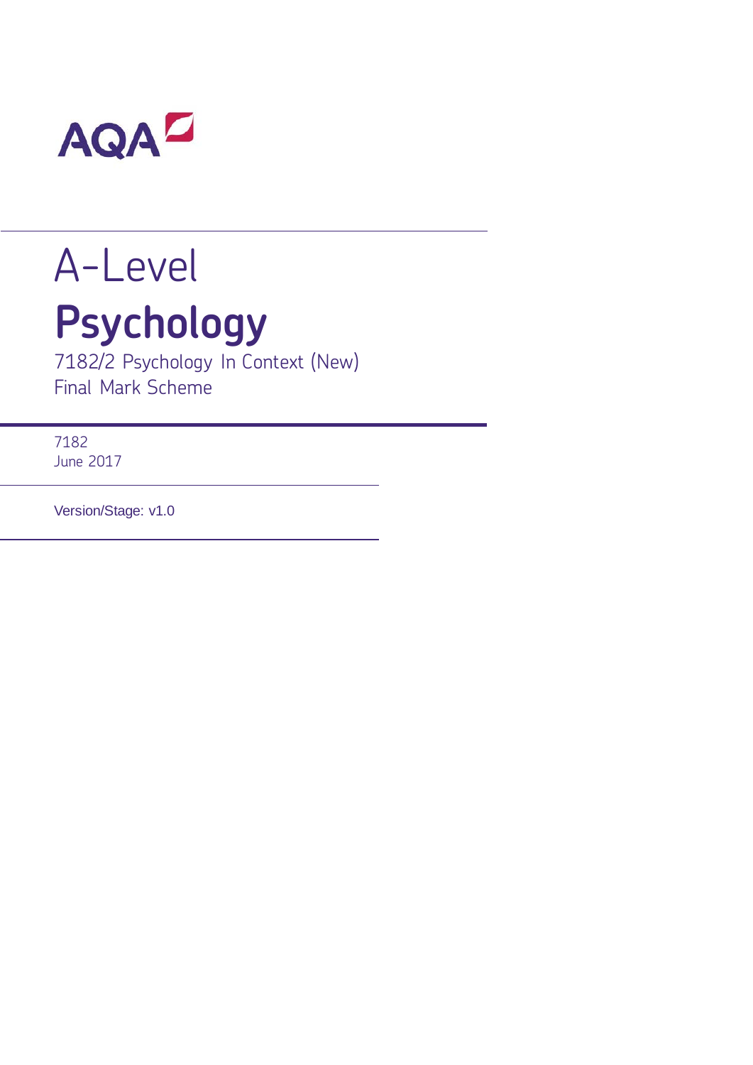AQA

# A-Level

# Psychology

7182/2 Psychology In Context (New)
Final Mark Scheme

7182
June 2017

Version/Stage: v1.0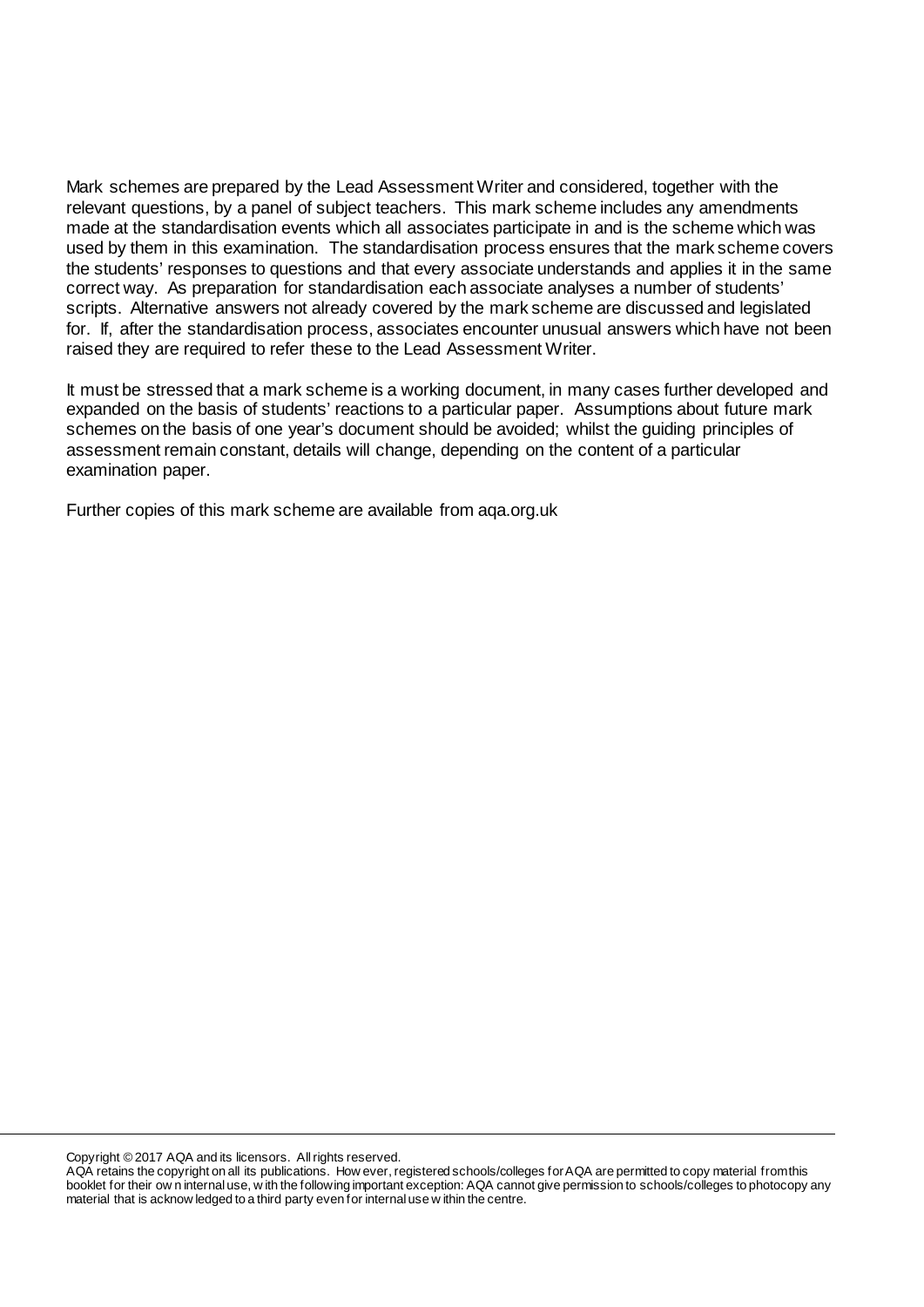Mark schemes are prepared by the Lead Assessment Writer and considered, together with the relevant questions, by a panel of subject teachers. This mark scheme includes any amendments made at the standardisation events which all associates participate in and is the scheme which was used by them in this examination. The standardisation process ensures that the mark scheme covers the students' responses to questions and that every associate understands and applies it in the same correct way. As preparation for standardisation each associate analyses a number of students' scripts. Alternative answers not already covered by the mark scheme are discussed and legislated for. If, after the standardisation process, associates encounter unusual answers which have not been raised they are required to refer these to the Lead Assessment Writer.

It must be stressed that a mark scheme is a working document, in many cases further developed and expanded on the basis of students' reactions to a particular paper. Assumptions about future mark schemes on the basis of one year's document should be avoided; whilst the guiding principles of assessment remain constant, details will change, depending on the content of a particular examination paper.

Further copies of this mark scheme are available from aqa.org.uk

Copyright © 2017 AQA and its licensors. All rights reserved.
AQA retains the copyright on all its publications. However, registered schools/colleges for AQA are permitted to copy material from this booklet for their own internal use, with the following important exception: AQA cannot give permission to schools/colleges to photocopy any material that is acknowledged to a third party even for internal use within the centre.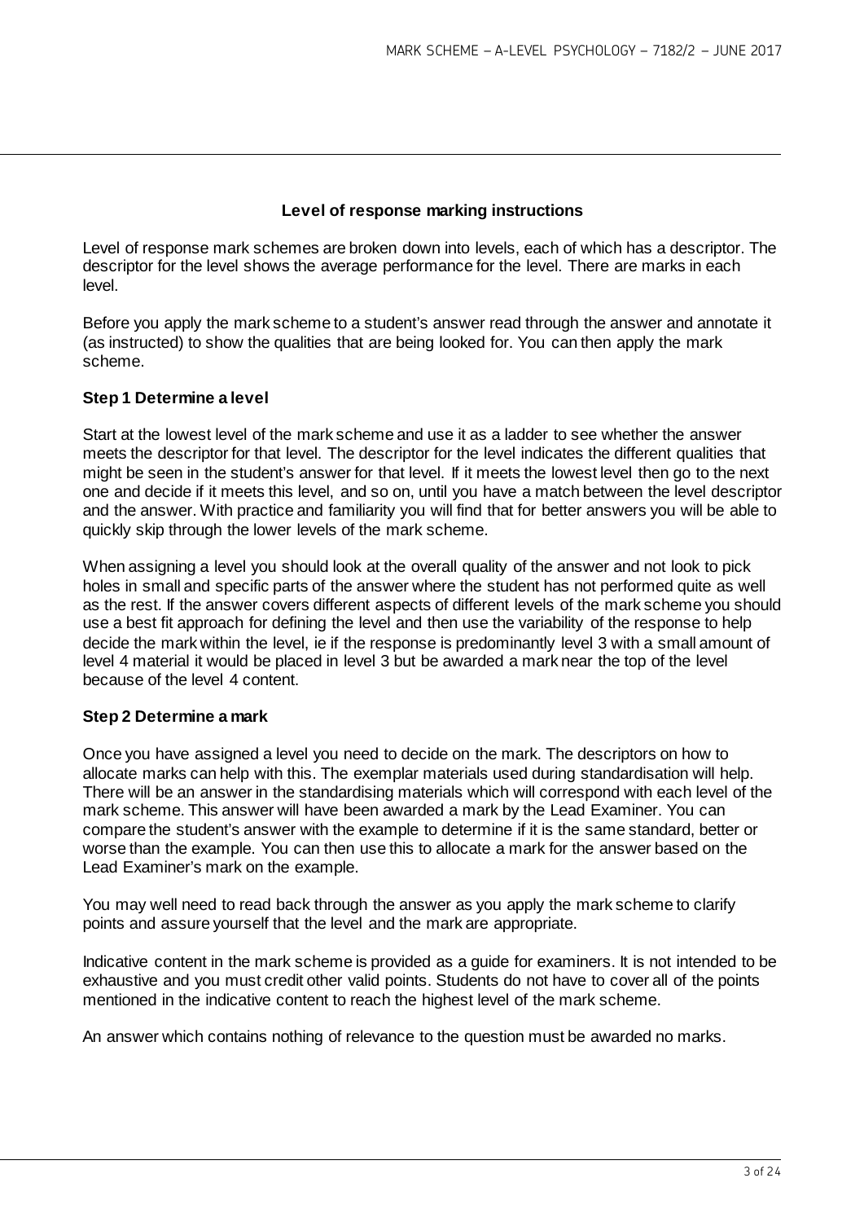## Level of response marking instructions

Level of response mark schemes are broken down into levels, each of which has a descriptor. The descriptor for the level shows the average performance for the level. There are marks in each level.

Before you apply the mark scheme to a student's answer read through the answer and annotate it (as instructed) to show the qualities that are being looked for. You can then apply the mark scheme.

### Step 1 Determine a level

Start at the lowest level of the mark scheme and use it as a ladder to see whether the answer meets the descriptor for that level. The descriptor for the level indicates the different qualities that might be seen in the student's answer for that level. If it meets the lowest level then go to the next one and decide if it meets this level, and so on, until you have a match between the level descriptor and the answer. With practice and familiarity you will find that for better answers you will be able to quickly skip through the lower levels of the mark scheme.

When assigning a level you should look at the overall quality of the answer and not look to pick holes in small and specific parts of the answer where the student has not performed quite as well as the rest. If the answer covers different aspects of different levels of the mark scheme you should use a best fit approach for defining the level and then use the variability of the response to help decide the mark within the level, ie if the response is predominantly level 3 with a small amount of level 4 material it would be placed in level 3 but be awarded a mark near the top of the level because of the level 4 content.

### Step 2 Determine a mark

Once you have assigned a level you need to decide on the mark. The descriptors on how to allocate marks can help with this. The exemplar materials used during standardisation will help. There will be an answer in the standardising materials which will correspond with each level of the mark scheme. This answer will have been awarded a mark by the Lead Examiner. You can compare the student's answer with the example to determine if it is the same standard, better or worse than the example. You can then use this to allocate a mark for the answer based on the Lead Examiner's mark on the example.

You may well need to read back through the answer as you apply the mark scheme to clarify points and assure yourself that the level and the mark are appropriate.

Indicative content in the mark scheme is provided as a guide for examiners. It is not intended to be exhaustive and you must credit other valid points. Students do not have to cover all of the points mentioned in the indicative content to reach the highest level of the mark scheme.

An answer which contains nothing of relevance to the question must be awarded no marks.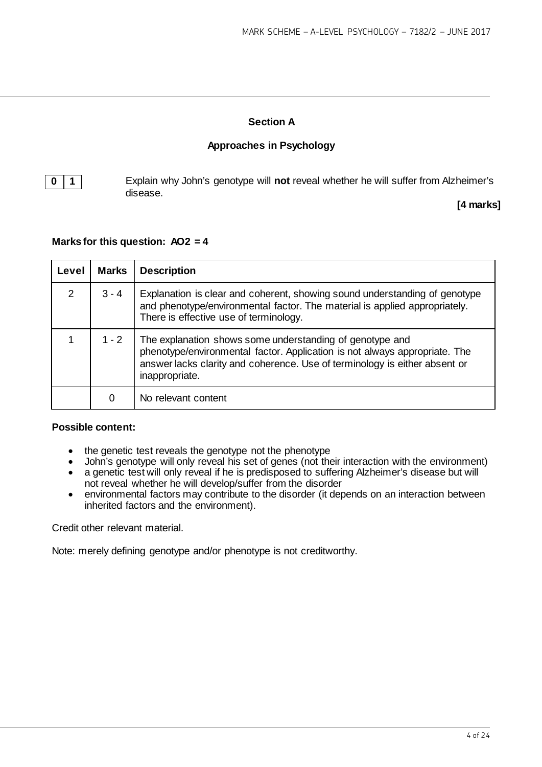## Section A

### Approaches in Psychology

**0 1** Explain why John's genotype will **not** reveal whether he will suffer from Alzheimer's disease.

**[4 marks]**

**Marks for this question: AO2 = 4**

| Level | Marks | Description |
|---|---|---|
| 2 | 3 - 4 | Explanation is clear and coherent, showing sound understanding of genotype and phenotype/environmental factor. The material is applied appropriately. There is effective use of terminology. |
| 1 | 1 - 2 | The explanation shows some understanding of genotype and phenotype/environmental factor. Application is not always appropriate. The answer lacks clarity and coherence. Use of terminology is either absent or inappropriate. |
| | 0 | No relevant content |

**Possible content:**

- the genetic test reveals the genotype not the phenotype
- John's genotype will only reveal his set of genes (not their interaction with the environment)
- a genetic test will only reveal if he is predisposed to suffering Alzheimer's disease but will not reveal whether he will develop/suffer from the disorder
- environmental factors may contribute to the disorder (it depends on an interaction between inherited factors and the environment).

Credit other relevant material.

Note: merely defining genotype and/or phenotype is not creditworthy.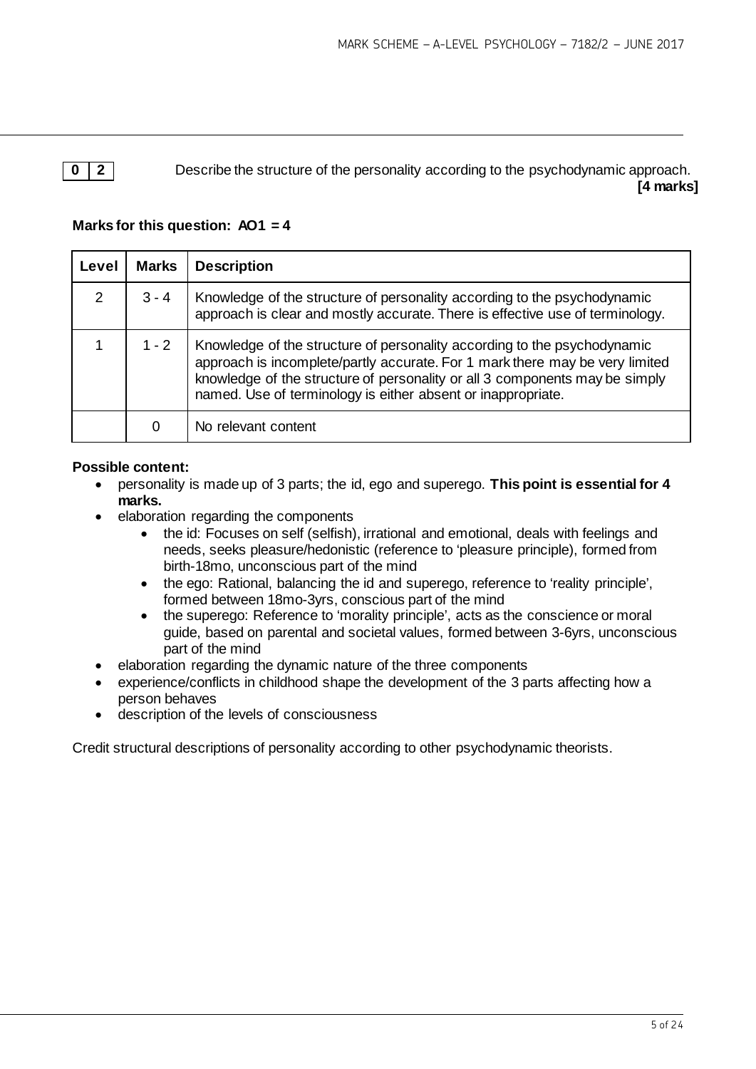**0 2** Describe the structure of the personality according to the psychodynamic approach. **[4 marks]**

**Marks for this question: AO1 = 4**

| Level | Marks | Description |
|---|---|---|
| 2 | 3 - 4 | Knowledge of the structure of personality according to the psychodynamic approach is clear and mostly accurate. There is effective use of terminology. |
| 1 | 1 - 2 | Knowledge of the structure of personality according to the psychodynamic approach is incomplete/partly accurate. For 1 mark there may be very limited knowledge of the structure of personality or all 3 components may be simply named. Use of terminology is either absent or inappropriate. |
| | 0 | No relevant content |

**Possible content:**

- personality is made up of 3 parts; the id, ego and superego. **This point is essential for 4 marks.**
- elaboration regarding the components
  - the id: Focuses on self (selfish), irrational and emotional, deals with feelings and needs, seeks pleasure/hedonistic (reference to 'pleasure principle), formed from birth-18mo, unconscious part of the mind
  - the ego: Rational, balancing the id and superego, reference to 'reality principle', formed between 18mo-3yrs, conscious part of the mind
  - the superego: Reference to 'morality principle', acts as the conscience or moral guide, based on parental and societal values, formed between 3-6yrs, unconscious part of the mind
- elaboration regarding the dynamic nature of the three components
- experience/conflicts in childhood shape the development of the 3 parts affecting how a person behaves
- description of the levels of consciousness

Credit structural descriptions of personality according to other psychodynamic theorists.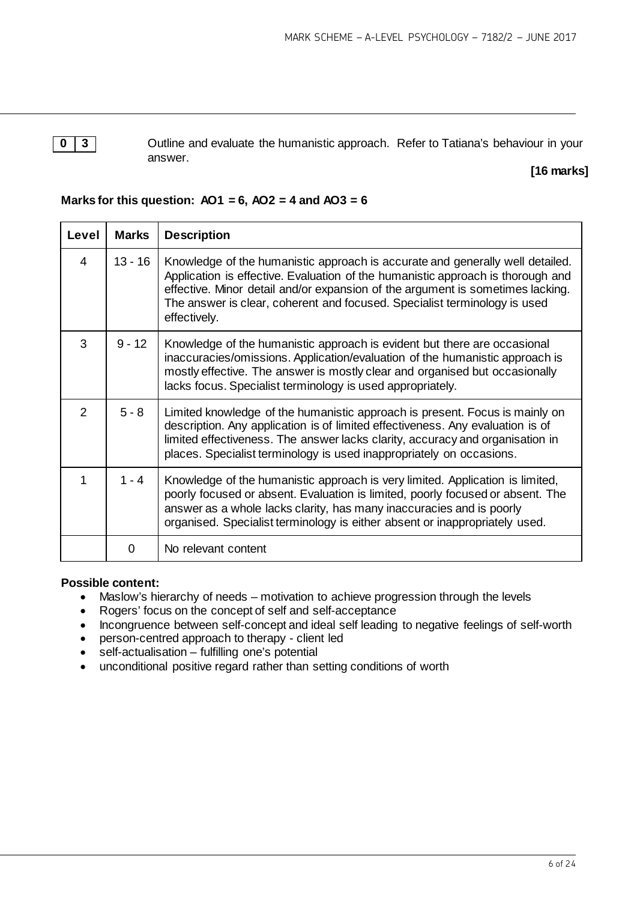**0 3** Outline and evaluate the humanistic approach. Refer to Tatiana's behaviour in your answer.

**[16 marks]**

**Marks for this question: AO1 = 6, AO2 = 4 and AO3 = 6**

| Level | Marks | Description |
|---|---|---|
| 4 | 13 - 16 | Knowledge of the humanistic approach is accurate and generally well detailed. Application is effective. Evaluation of the humanistic approach is thorough and effective. Minor detail and/or expansion of the argument is sometimes lacking. The answer is clear, coherent and focused. Specialist terminology is used effectively. |
| 3 | 9 - 12 | Knowledge of the humanistic approach is evident but there are occasional inaccuracies/omissions. Application/evaluation of the humanistic approach is mostly effective. The answer is mostly clear and organised but occasionally lacks focus. Specialist terminology is used appropriately. |
| 2 | 5 - 8 | Limited knowledge of the humanistic approach is present. Focus is mainly on description. Any application is of limited effectiveness. Any evaluation is of limited effectiveness. The answer lacks clarity, accuracy and organisation in places. Specialist terminology is used inappropriately on occasions. |
| 1 | 1 - 4 | Knowledge of the humanistic approach is very limited. Application is limited, poorly focused or absent. Evaluation is limited, poorly focused or absent. The answer as a whole lacks clarity, has many inaccuracies and is poorly organised. Specialist terminology is either absent or inappropriately used. |
| | 0 | No relevant content |

**Possible content:**

- Maslow's hierarchy of needs – motivation to achieve progression through the levels
- Rogers' focus on the concept of self and self-acceptance
- Incongruence between self-concept and ideal self leading to negative feelings of self-worth
- person-centred approach to therapy - client led
- self-actualisation – fulfilling one's potential
- unconditional positive regard rather than setting conditions of worth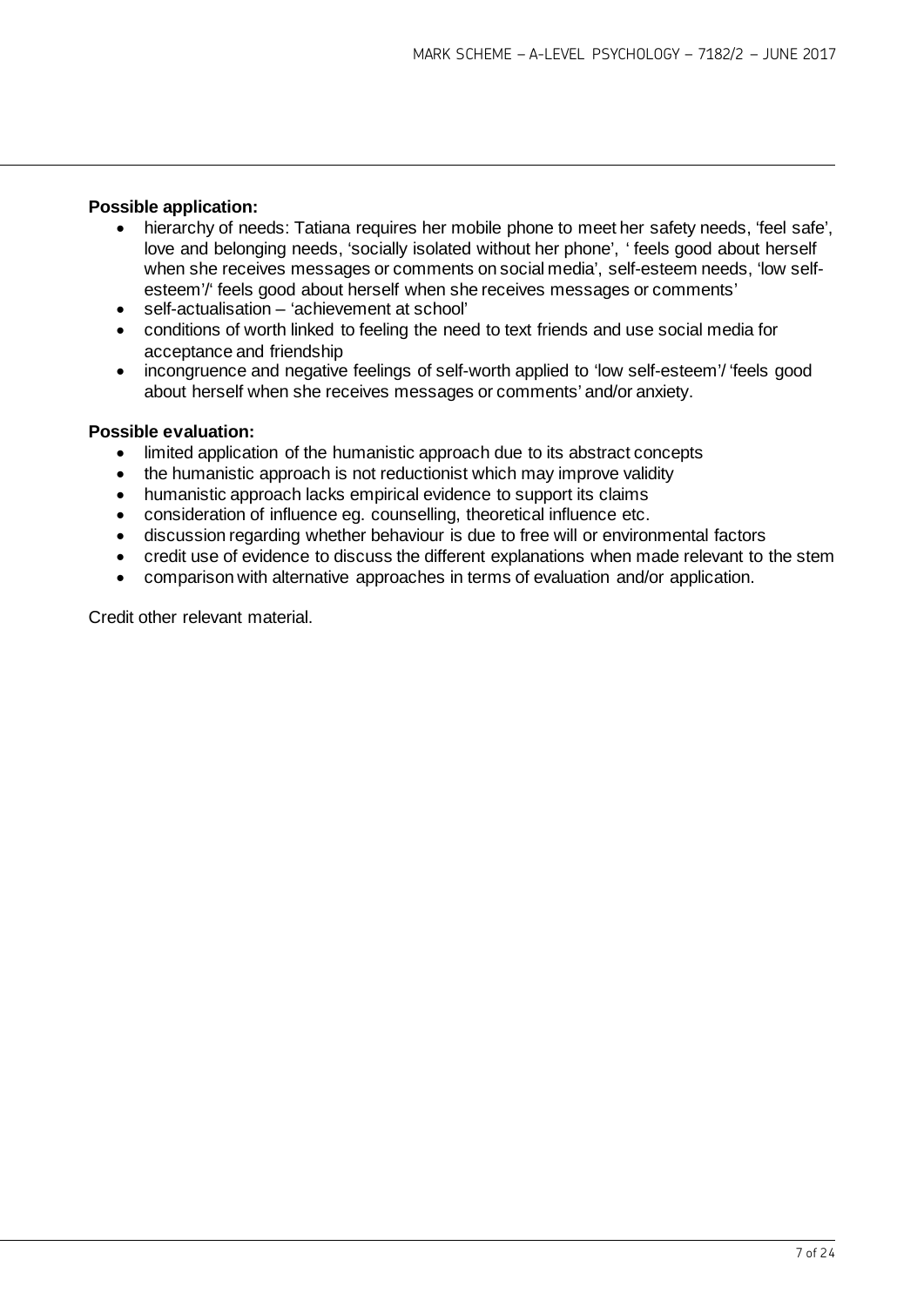**Possible application:**

- hierarchy of needs: Tatiana requires her mobile phone to meet her safety needs, 'feel safe', love and belonging needs, 'socially isolated without her phone', ' feels good about herself when she receives messages or comments on social media', self-esteem needs, 'low self-esteem'/' feels good about herself when she receives messages or comments'
- self-actualisation – 'achievement at school'
- conditions of worth linked to feeling the need to text friends and use social media for acceptance and friendship
- incongruence and negative feelings of self-worth applied to 'low self-esteem'/ 'feels good about herself when she receives messages or comments' and/or anxiety.

**Possible evaluation:**

- limited application of the humanistic approach due to its abstract concepts
- the humanistic approach is not reductionist which may improve validity
- humanistic approach lacks empirical evidence to support its claims
- consideration of influence eg. counselling, theoretical influence etc.
- discussion regarding whether behaviour is due to free will or environmental factors
- credit use of evidence to discuss the different explanations when made relevant to the stem
- comparison with alternative approaches in terms of evaluation and/or application.

Credit other relevant material.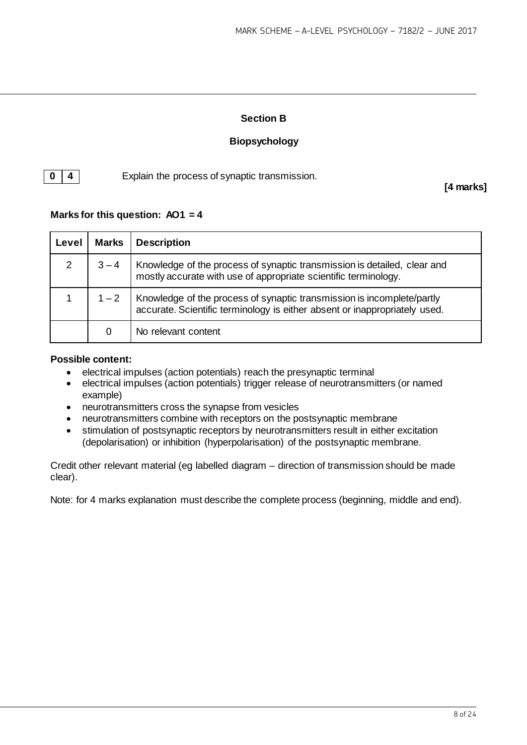## Section B

## Biopsychology

**0 4** Explain the process of synaptic transmission.

**[4 marks]**

**Marks for this question: AO1 = 4**

| Level | Marks | Description |
|---|---|---|
| 2 | 3 – 4 | Knowledge of the process of synaptic transmission is detailed, clear and mostly accurate with use of appropriate scientific terminology. |
| 1 | 1 – 2 | Knowledge of the process of synaptic transmission is incomplete/partly accurate. Scientific terminology is either absent or inappropriately used. |
| | 0 | No relevant content |

**Possible content:**

- electrical impulses (action potentials) reach the presynaptic terminal
- electrical impulses (action potentials) trigger release of neurotransmitters (or named example)
- neurotransmitters cross the synapse from vesicles
- neurotransmitters combine with receptors on the postsynaptic membrane
- stimulation of postsynaptic receptors by neurotransmitters result in either excitation (depolarisation) or inhibition (hyperpolarisation) of the postsynaptic membrane.

Credit other relevant material (eg labelled diagram – direction of transmission should be made clear).

Note: for 4 marks explanation must describe the complete process (beginning, middle and end).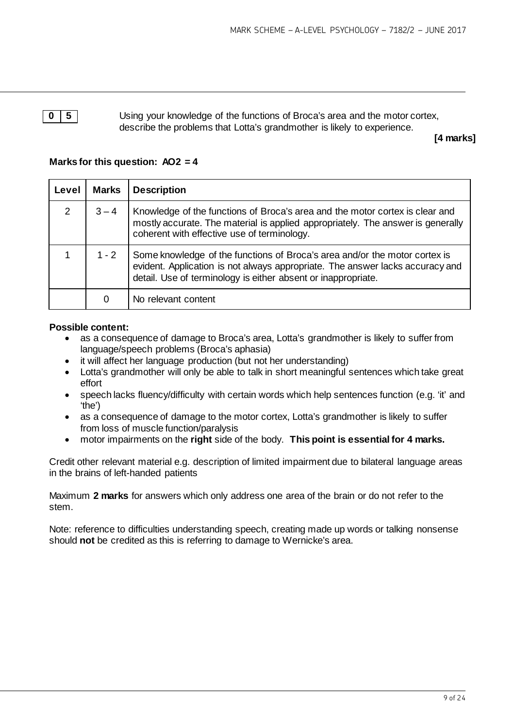**0 5** Using your knowledge of the functions of Broca's area and the motor cortex, describe the problems that Lotta's grandmother is likely to experience.

**[4 marks]**

**Marks for this question: AO2 = 4**

| Level | Marks | Description |
|---|---|---|
| 2 | 3 – 4 | Knowledge of the functions of Broca's area and the motor cortex is clear and mostly accurate. The material is applied appropriately. The answer is generally coherent with effective use of terminology. |
| 1 | 1 - 2 | Some knowledge of the functions of Broca's area and/or the motor cortex is evident. Application is not always appropriate. The answer lacks accuracy and detail. Use of terminology is either absent or inappropriate. |
| | 0 | No relevant content |

**Possible content:**

- as a consequence of damage to Broca's area, Lotta's grandmother is likely to suffer from language/speech problems (Broca's aphasia)
- it will affect her language production (but not her understanding)
- Lotta's grandmother will only be able to talk in short meaningful sentences which take great effort
- speech lacks fluency/difficulty with certain words which help sentences function (e.g. 'it' and 'the')
- as a consequence of damage to the motor cortex, Lotta's grandmother is likely to suffer from loss of muscle function/paralysis
- motor impairments on the **right** side of the body. **This point is essential for 4 marks.**

Credit other relevant material e.g. description of limited impairment due to bilateral language areas in the brains of left-handed patients

Maximum **2 marks** for answers which only address one area of the brain or do not refer to the stem.

Note: reference to difficulties understanding speech, creating made up words or talking nonsense should **not** be credited as this is referring to damage to Wernicke's area.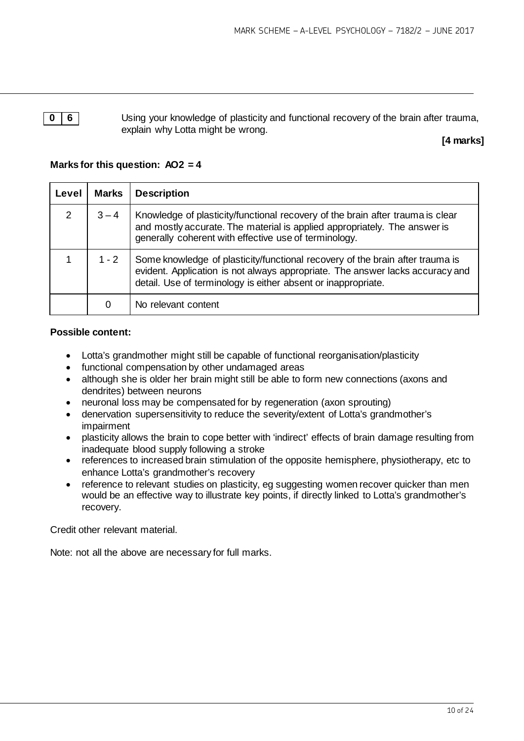**0 6** Using your knowledge of plasticity and functional recovery of the brain after trauma, explain why Lotta might be wrong.

**[4 marks]**

**Marks for this question: AO2 = 4**

| Level | Marks | Description |
|---|---|---|
| 2 | 3 – 4 | Knowledge of plasticity/functional recovery of the brain after trauma is clear and mostly accurate. The material is applied appropriately. The answer is generally coherent with effective use of terminology. |
| 1 | 1 - 2 | Some knowledge of plasticity/functional recovery of the brain after trauma is evident. Application is not always appropriate. The answer lacks accuracy and detail. Use of terminology is either absent or inappropriate. |
| | 0 | No relevant content |

**Possible content:**

- Lotta's grandmother might still be capable of functional reorganisation/plasticity
- functional compensation by other undamaged areas
- although she is older her brain might still be able to form new connections (axons and dendrites) between neurons
- neuronal loss may be compensated for by regeneration (axon sprouting)
- denervation supersensitivity to reduce the severity/extent of Lotta's grandmother's impairment
- plasticity allows the brain to cope better with 'indirect' effects of brain damage resulting from inadequate blood supply following a stroke
- references to increased brain stimulation of the opposite hemisphere, physiotherapy, etc to enhance Lotta's grandmother's recovery
- reference to relevant studies on plasticity, eg suggesting women recover quicker than men would be an effective way to illustrate key points, if directly linked to Lotta's grandmother's recovery.

Credit other relevant material.

Note: not all the above are necessary for full marks.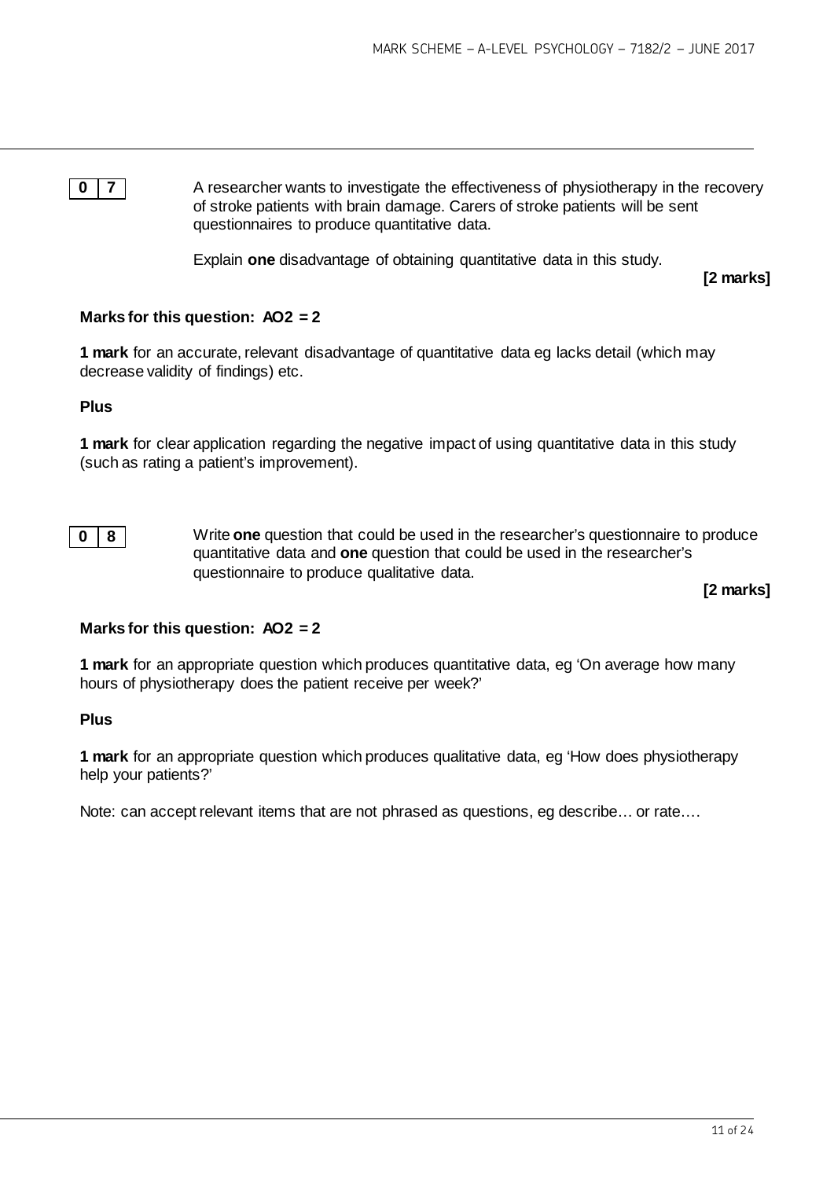**0 7** A researcher wants to investigate the effectiveness of physiotherapy in the recovery of stroke patients with brain damage. Carers of stroke patients will be sent questionnaires to produce quantitative data.

Explain **one** disadvantage of obtaining quantitative data in this study.

**[2 marks]**

**Marks for this question: AO2 = 2**

**1 mark** for an accurate, relevant disadvantage of quantitative data eg lacks detail (which may decrease validity of findings) etc.

**Plus**

**1 mark** for clear application regarding the negative impact of using quantitative data in this study (such as rating a patient's improvement).

**0 8** Write **one** question that could be used in the researcher's questionnaire to produce quantitative data and **one** question that could be used in the researcher's questionnaire to produce qualitative data.

**[2 marks]**

**Marks for this question: AO2 = 2**

**1 mark** for an appropriate question which produces quantitative data, eg 'On average how many hours of physiotherapy does the patient receive per week?'

**Plus**

**1 mark** for an appropriate question which produces qualitative data, eg 'How does physiotherapy help your patients?'

Note: can accept relevant items that are not phrased as questions, eg describe… or rate….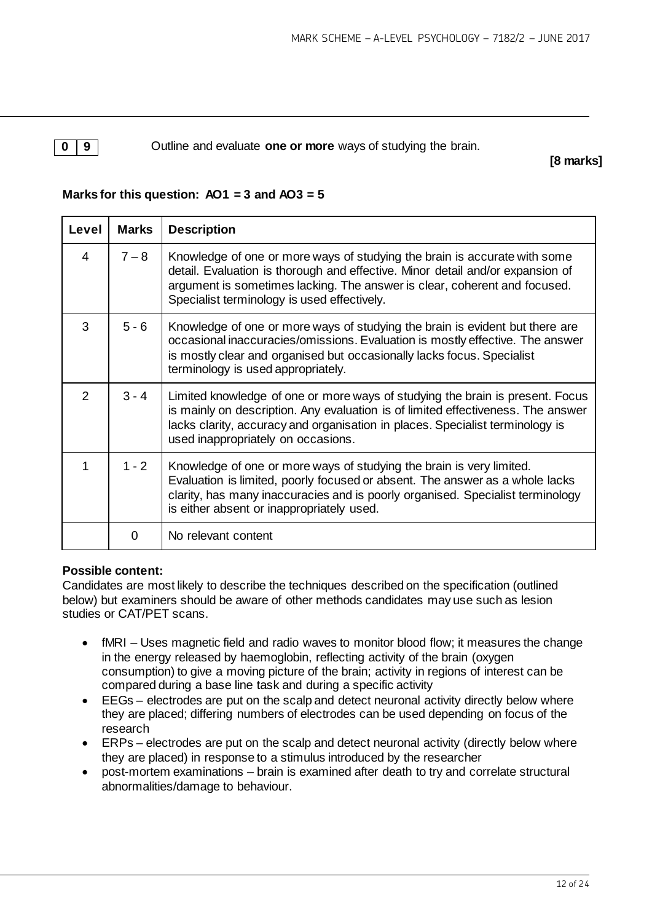**0 9** Outline and evaluate **one or more** ways of studying the brain.

**[8 marks]**

**Marks for this question: AO1 = 3 and AO3 = 5**

| Level | Marks | Description |
|---|---|---|
| 4 | 7 – 8 | Knowledge of one or more ways of studying the brain is accurate with some detail. Evaluation is thorough and effective. Minor detail and/or expansion of argument is sometimes lacking. The answer is clear, coherent and focused. Specialist terminology is used effectively. |
| 3 | 5 - 6 | Knowledge of one or more ways of studying the brain is evident but there are occasional inaccuracies/omissions. Evaluation is mostly effective. The answer is mostly clear and organised but occasionally lacks focus. Specialist terminology is used appropriately. |
| 2 | 3 - 4 | Limited knowledge of one or more ways of studying the brain is present. Focus is mainly on description. Any evaluation is of limited effectiveness. The answer lacks clarity, accuracy and organisation in places. Specialist terminology is used inappropriately on occasions. |
| 1 | 1 - 2 | Knowledge of one or more ways of studying the brain is very limited. Evaluation is limited, poorly focused or absent. The answer as a whole lacks clarity, has many inaccuracies and is poorly organised. Specialist terminology is either absent or inappropriately used. |
| | 0 | No relevant content |

**Possible content:**

Candidates are most likely to describe the techniques described on the specification (outlined below) but examiners should be aware of other methods candidates may use such as lesion studies or CAT/PET scans.

- fMRI – Uses magnetic field and radio waves to monitor blood flow; it measures the change in the energy released by haemoglobin, reflecting activity of the brain (oxygen consumption) to give a moving picture of the brain; activity in regions of interest can be compared during a base line task and during a specific activity
- EEGs – electrodes are put on the scalp and detect neuronal activity directly below where they are placed; differing numbers of electrodes can be used depending on focus of the research
- ERPs – electrodes are put on the scalp and detect neuronal activity (directly below where they are placed) in response to a stimulus introduced by the researcher
- post-mortem examinations – brain is examined after death to try and correlate structural abnormalities/damage to behaviour.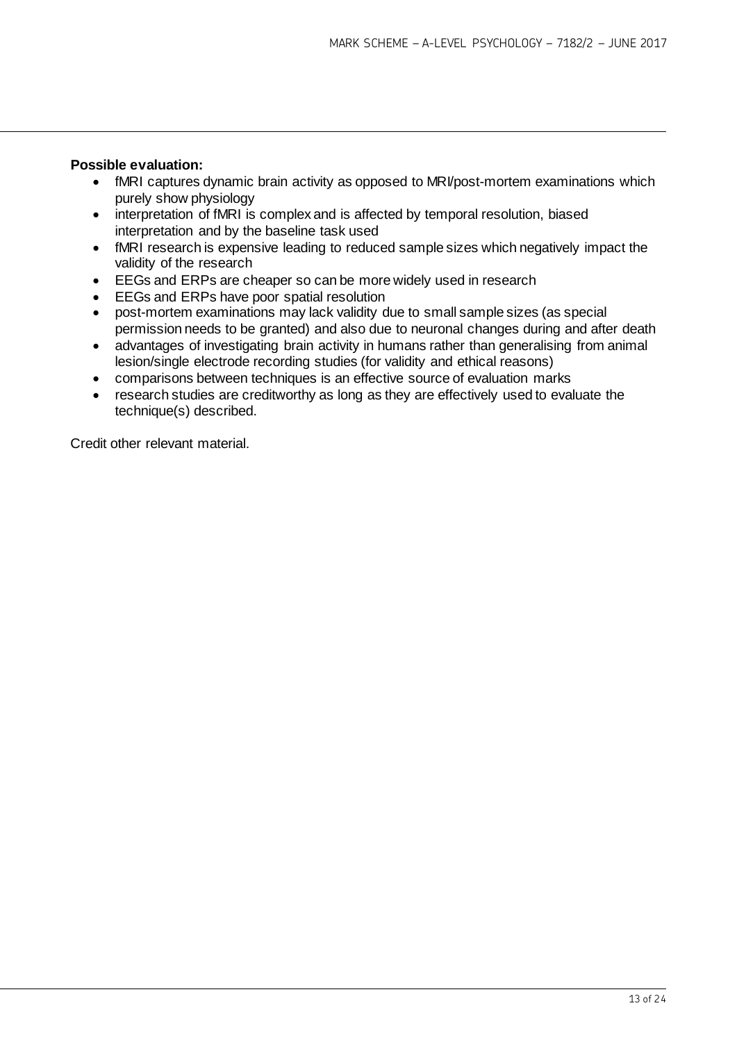**Possible evaluation:**

- fMRI captures dynamic brain activity as opposed to MRI/post-mortem examinations which purely show physiology
- interpretation of fMRI is complex and is affected by temporal resolution, biased interpretation and by the baseline task used
- fMRI research is expensive leading to reduced sample sizes which negatively impact the validity of the research
- EEGs and ERPs are cheaper so can be more widely used in research
- EEGs and ERPs have poor spatial resolution
- post-mortem examinations may lack validity due to small sample sizes (as special permission needs to be granted) and also due to neuronal changes during and after death
- advantages of investigating brain activity in humans rather than generalising from animal lesion/single electrode recording studies (for validity and ethical reasons)
- comparisons between techniques is an effective source of evaluation marks
- research studies are creditworthy as long as they are effectively used to evaluate the technique(s) described.

Credit other relevant material.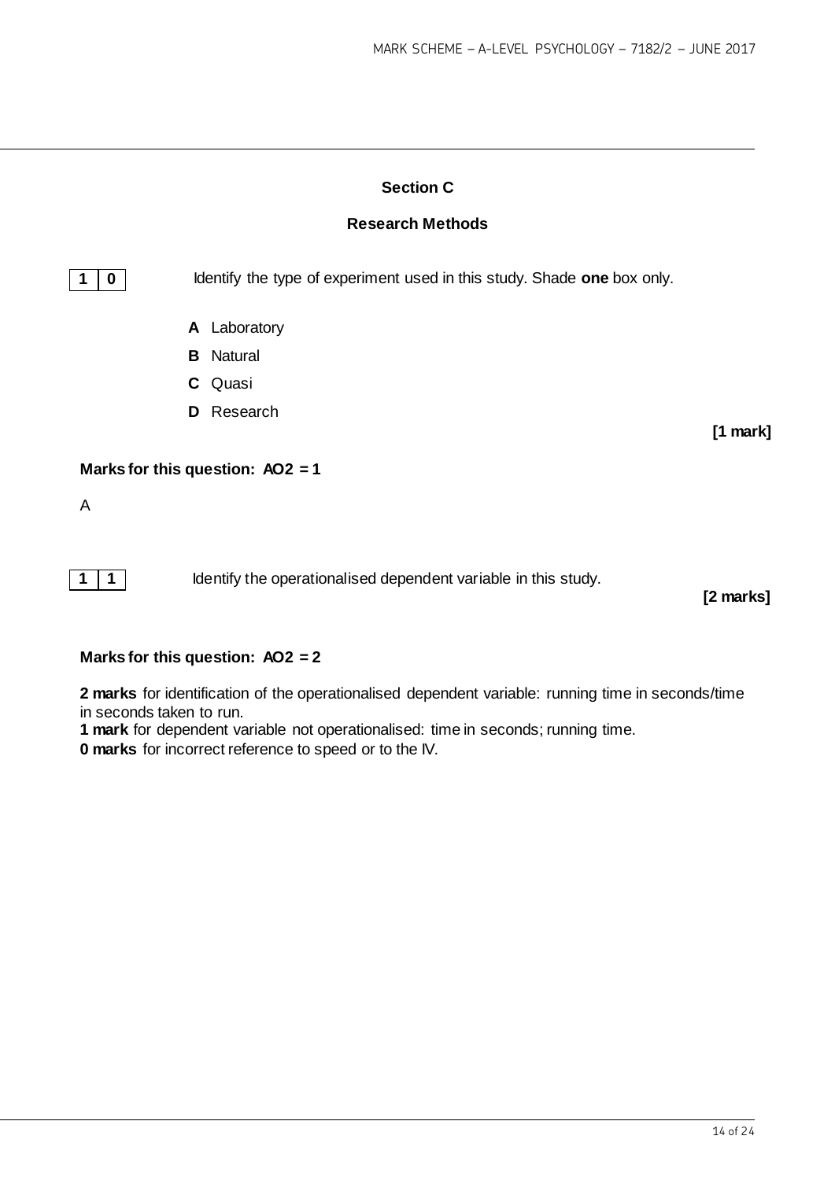## Section C

## Research Methods

**1 0** Identify the type of experiment used in this study. Shade **one** box only.

**A** Laboratory
**B** Natural
**C** Quasi
**D** Research

**[1 mark]**

**Marks for this question: AO2 = 1**

A

**1 1** Identify the operationalised dependent variable in this study.

**[2 marks]**

**Marks for this question: AO2 = 2**

**2 marks** for identification of the operationalised dependent variable: running time in seconds/time in seconds taken to run.
**1 mark** for dependent variable not operationalised: time in seconds; running time.
**0 marks** for incorrect reference to speed or to the IV.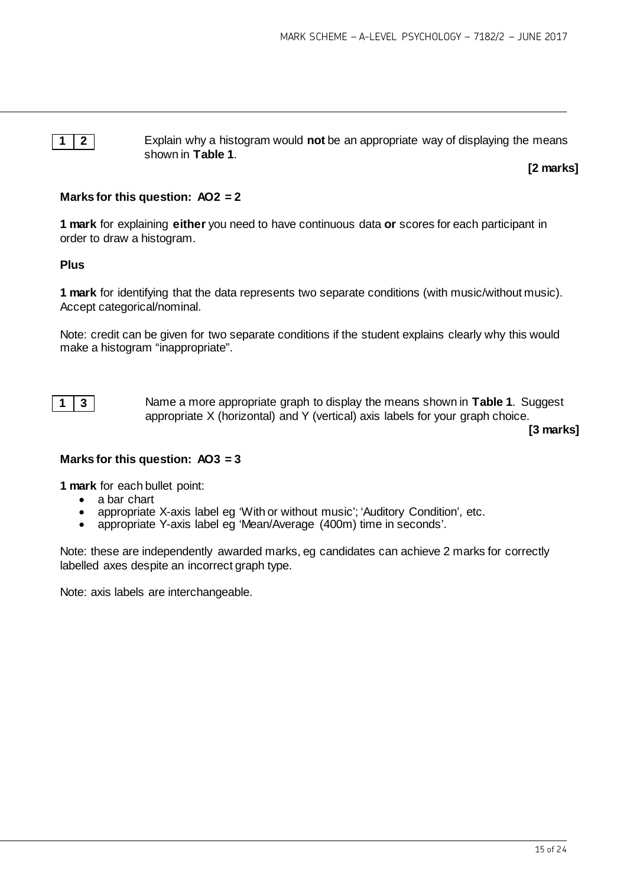**1 2** Explain why a histogram would **not** be an appropriate way of displaying the means shown in **Table 1**.

**[2 marks]**

**Marks for this question: AO2 = 2**

**1 mark** for explaining **either** you need to have continuous data **or** scores for each participant in order to draw a histogram.

**Plus**

**1 mark** for identifying that the data represents two separate conditions (with music/without music). Accept categorical/nominal.

Note: credit can be given for two separate conditions if the student explains clearly why this would make a histogram "inappropriate".

**1 3** Name a more appropriate graph to display the means shown in **Table 1**. Suggest appropriate X (horizontal) and Y (vertical) axis labels for your graph choice.

**[3 marks]**

**Marks for this question: AO3 = 3**

**1 mark** for each bullet point:

- a bar chart
- appropriate X-axis label eg 'With or without music'; 'Auditory Condition', etc.
- appropriate Y-axis label eg 'Mean/Average (400m) time in seconds'.

Note: these are independently awarded marks, eg candidates can achieve 2 marks for correctly labelled axes despite an incorrect graph type.

Note: axis labels are interchangeable.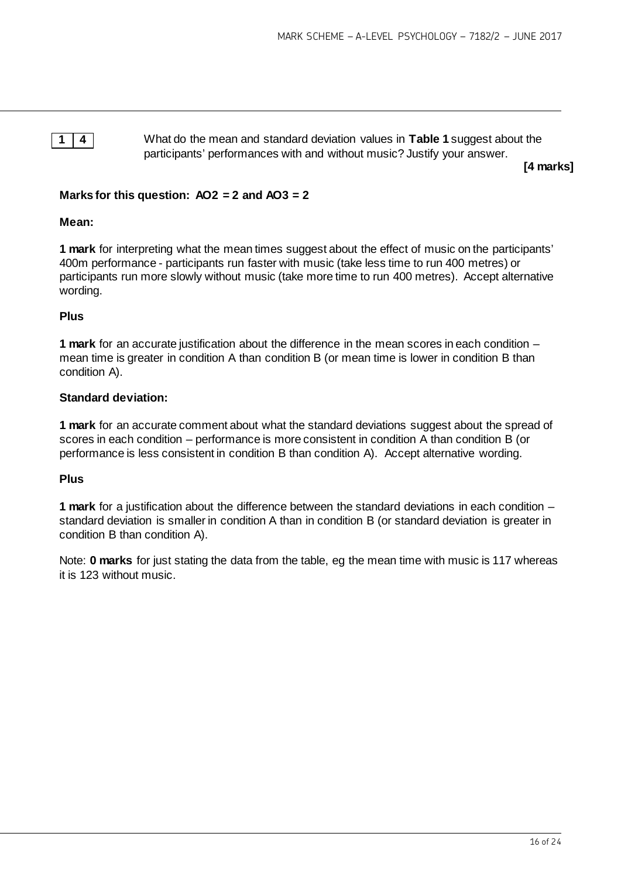**1 4** What do the mean and standard deviation values in **Table 1** suggest about the participants' performances with and without music? Justify your answer.

**[4 marks]**

**Marks for this question: AO2 = 2 and AO3 = 2**

**Mean:**

**1 mark** for interpreting what the mean times suggest about the effect of music on the participants' 400m performance - participants run faster with music (take less time to run 400 metres) or participants run more slowly without music (take more time to run 400 metres). Accept alternative wording.

**Plus**

**1 mark** for an accurate justification about the difference in the mean scores in each condition – mean time is greater in condition A than condition B (or mean time is lower in condition B than condition A).

**Standard deviation:**

**1 mark** for an accurate comment about what the standard deviations suggest about the spread of scores in each condition – performance is more consistent in condition A than condition B (or performance is less consistent in condition B than condition A). Accept alternative wording.

**Plus**

**1 mark** for a justification about the difference between the standard deviations in each condition – standard deviation is smaller in condition A than in condition B (or standard deviation is greater in condition B than condition A).

Note: **0 marks** for just stating the data from the table, eg the mean time with music is 117 whereas it is 123 without music.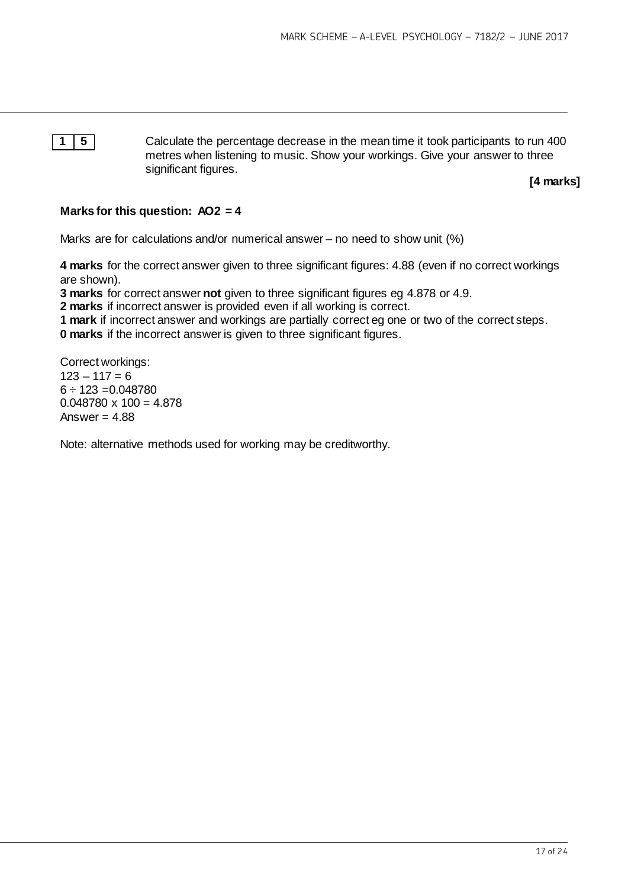**1 5** Calculate the percentage decrease in the mean time it took participants to run 400 metres when listening to music. Show your workings. Give your answer to three significant figures.

**[4 marks]**

**Marks for this question: AO2 = 4**

Marks are for calculations and/or numerical answer – no need to show unit (%)

**4 marks** for the correct answer given to three significant figures: 4.88 (even if no correct workings are shown).
**3 marks** for correct answer **not** given to three significant figures eg 4.878 or 4.9.
**2 marks** if incorrect answer is provided even if all working is correct.
**1 mark** if incorrect answer and workings are partially correct eg one or two of the correct steps.
**0 marks** if the incorrect answer is given to three significant figures.

Correct workings:
$123 - 117 = 6$
$6 \div 123 = 0.048780$
$0.048780 \times 100 = 4.878$
Answer = 4.88

Note: alternative methods used for working may be creditworthy.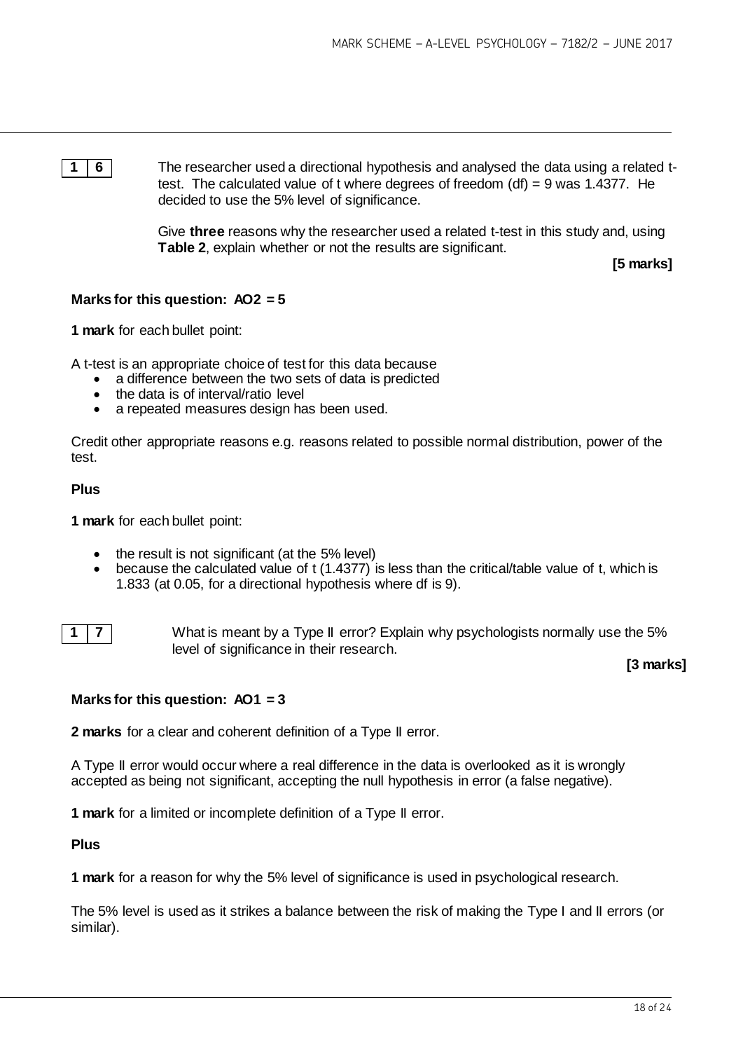**1 6** The researcher used a directional hypothesis and analysed the data using a related t-test. The calculated value of t where degrees of freedom (df) = 9 was 1.4377. He decided to use the 5% level of significance.

Give **three** reasons why the researcher used a related t-test in this study and, using **Table 2**, explain whether or not the results are significant.

**[5 marks]**

**Marks for this question: AO2 = 5**

**1 mark** for each bullet point:

A t-test is an appropriate choice of test for this data because

- a difference between the two sets of data is predicted
- the data is of interval/ratio level
- a repeated measures design has been used.

Credit other appropriate reasons e.g. reasons related to possible normal distribution, power of the test.

**Plus**

**1 mark** for each bullet point:

- the result is not significant (at the 5% level)
- because the calculated value of t (1.4377) is less than the critical/table value of t, which is 1.833 (at 0.05, for a directional hypothesis where df is 9).

**1 7** What is meant by a Type II error? Explain why psychologists normally use the 5% level of significance in their research.

**[3 marks]**

**Marks for this question: AO1 = 3**

**2 marks** for a clear and coherent definition of a Type II error.

A Type II error would occur where a real difference in the data is overlooked as it is wrongly accepted as being not significant, accepting the null hypothesis in error (a false negative).

**1 mark** for a limited or incomplete definition of a Type II error.

**Plus**

**1 mark** for a reason for why the 5% level of significance is used in psychological research.

The 5% level is used as it strikes a balance between the risk of making the Type I and II errors (or similar).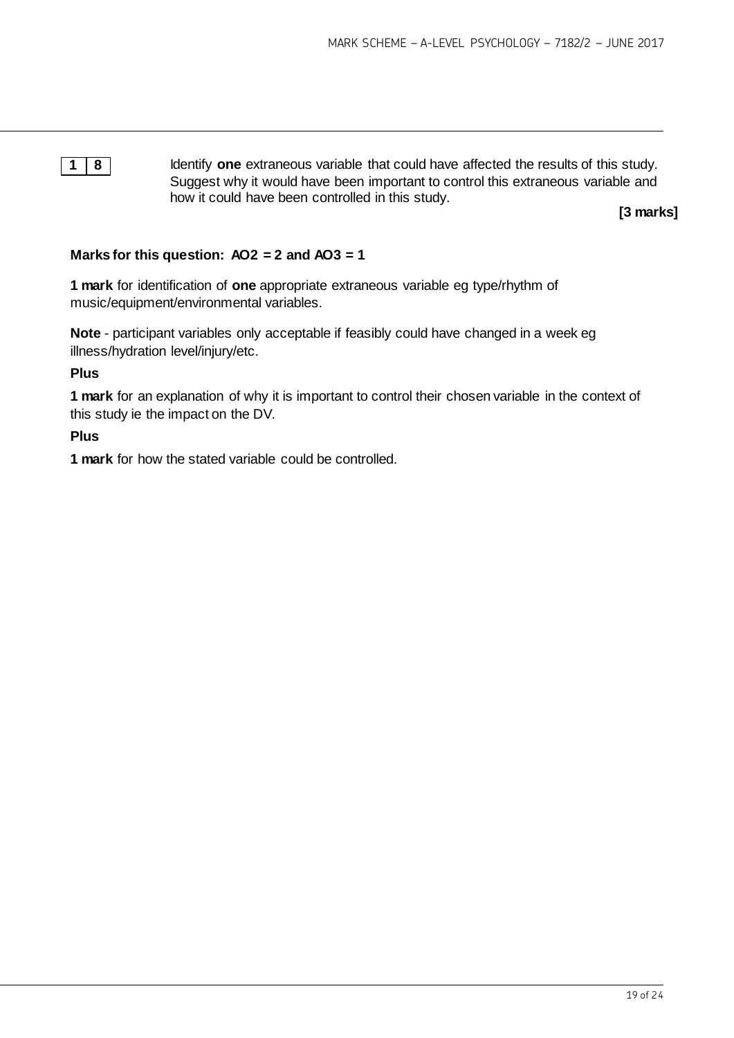**1 8** Identify **one** extraneous variable that could have affected the results of this study. Suggest why it would have been important to control this extraneous variable and how it could have been controlled in this study.

**[3 marks]**

**Marks for this question: AO2 = 2 and AO3 = 1**

**1 mark** for identification of **one** appropriate extraneous variable eg type/rhythm of music/equipment/environmental variables.

**Note** - participant variables only acceptable if feasibly could have changed in a week eg illness/hydration level/injury/etc.

**Plus**

**1 mark** for an explanation of why it is important to control their chosen variable in the context of this study ie the impact on the DV.

**Plus**

**1 mark** for how the stated variable could be controlled.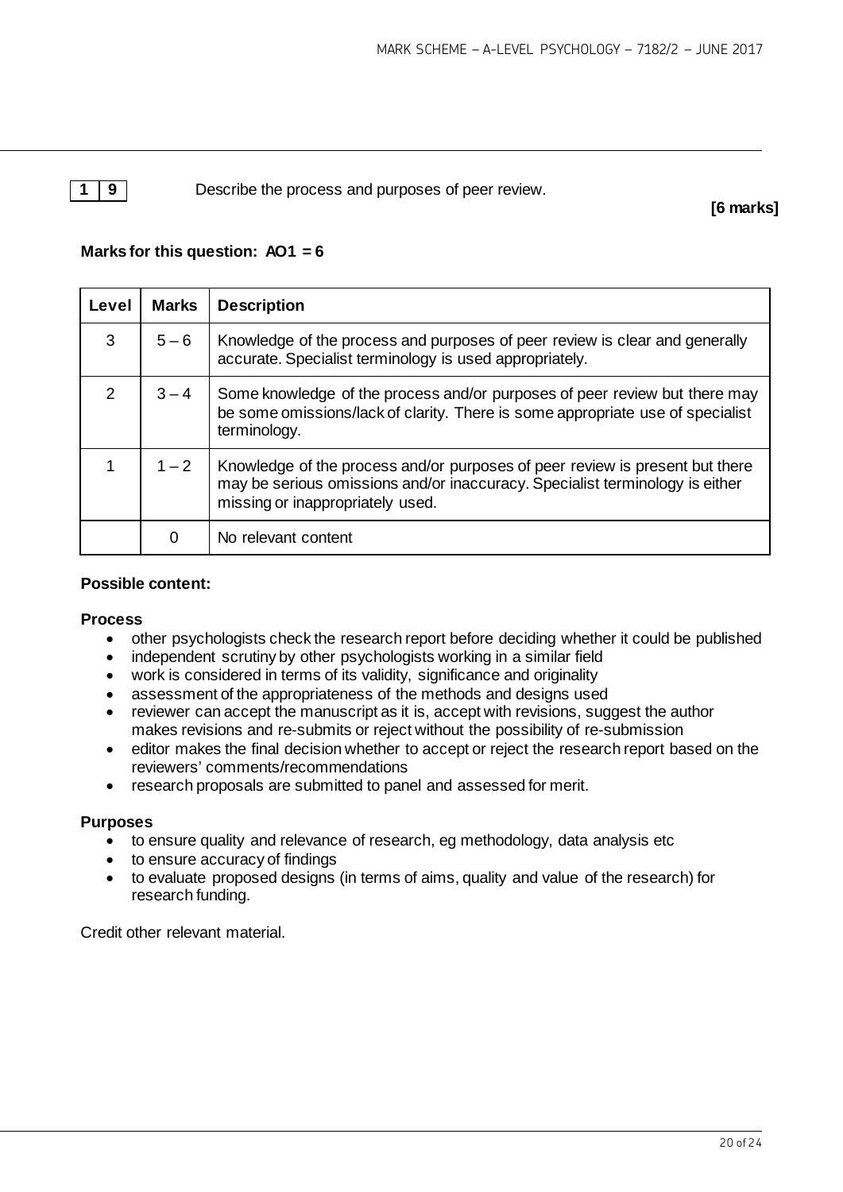**1 9** Describe the process and purposes of peer review.

**[6 marks]**

**Marks for this question: AO1 = 6**

| Level | Marks | Description |
|---|---|---|
| 3 | 5 – 6 | Knowledge of the process and purposes of peer review is clear and generally accurate. Specialist terminology is used appropriately. |
| 2 | 3 – 4 | Some knowledge of the process and/or purposes of peer review but there may be some omissions/lack of clarity. There is some appropriate use of specialist terminology. |
| 1 | 1 – 2 | Knowledge of the process and/or purposes of peer review is present but there may be serious omissions and/or inaccuracy. Specialist terminology is either missing or inappropriately used. |
| | 0 | No relevant content |

**Possible content:**

**Process**

- other psychologists check the research report before deciding whether it could be published
- independent scrutiny by other psychologists working in a similar field
- work is considered in terms of its validity, significance and originality
- assessment of the appropriateness of the methods and designs used
- reviewer can accept the manuscript as it is, accept with revisions, suggest the author makes revisions and re-submits or reject without the possibility of re-submission
- editor makes the final decision whether to accept or reject the research report based on the reviewers' comments/recommendations
- research proposals are submitted to panel and assessed for merit.

**Purposes**

- to ensure quality and relevance of research, eg methodology, data analysis etc
- to ensure accuracy of findings
- to evaluate proposed designs (in terms of aims, quality and value of the research) for research funding.

Credit other relevant material.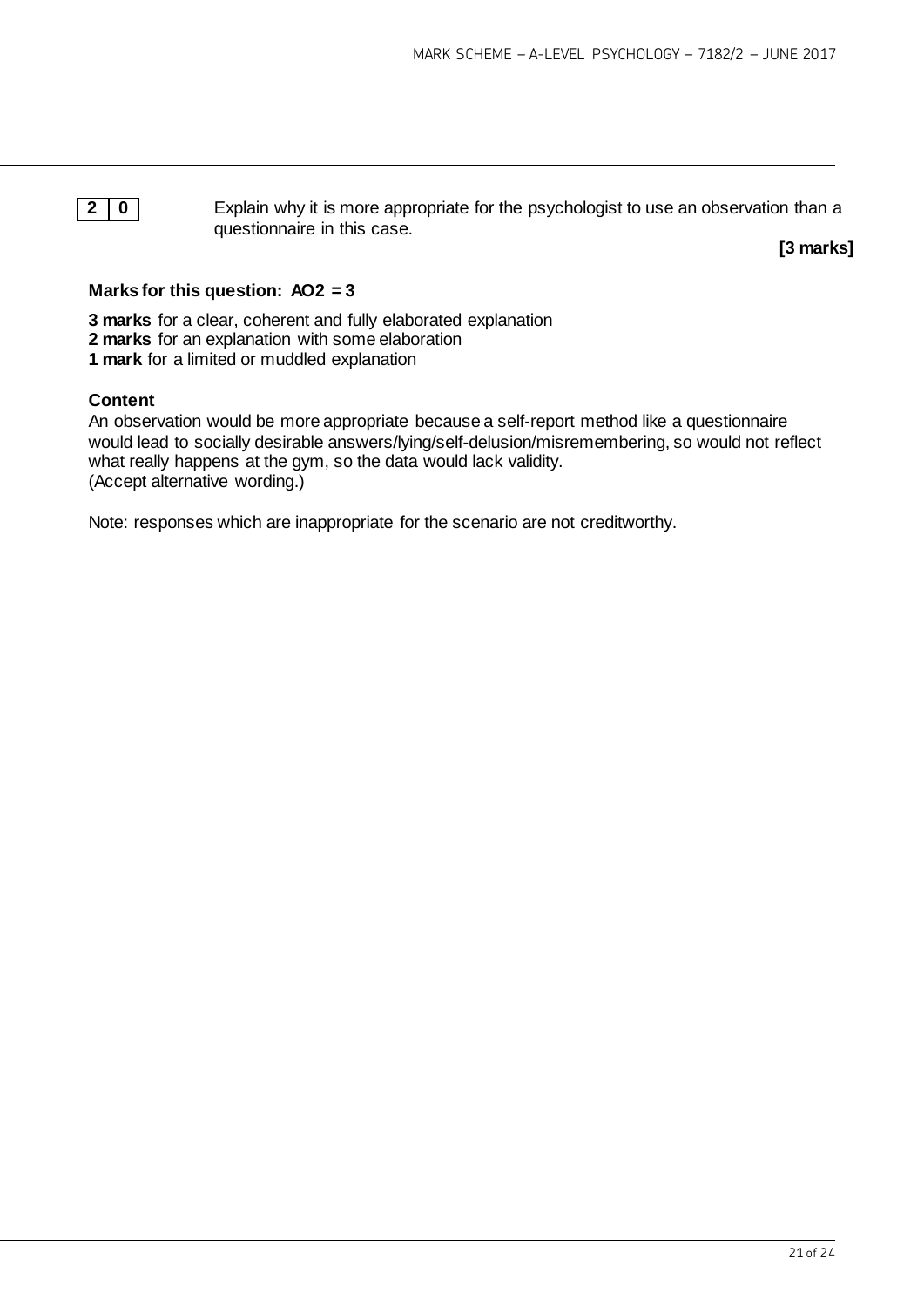**2 0** Explain why it is more appropriate for the psychologist to use an observation than a questionnaire in this case.

**[3 marks]**

**Marks for this question: AO2 = 3**

**3 marks** for a clear, coherent and fully elaborated explanation
**2 marks** for an explanation with some elaboration
**1 mark** for a limited or muddled explanation

**Content**

An observation would be more appropriate because a self-report method like a questionnaire would lead to socially desirable answers/lying/self-delusion/misremembering, so would not reflect what really happens at the gym, so the data would lack validity.
(Accept alternative wording.)

Note: responses which are inappropriate for the scenario are not creditworthy.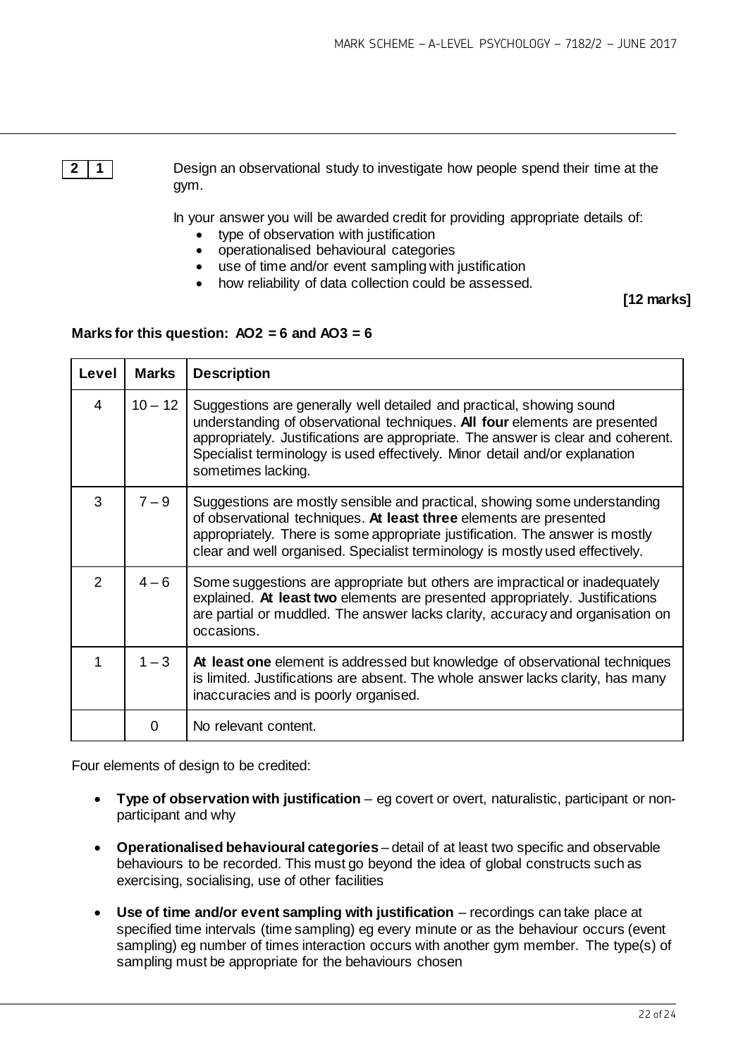**2 1** Design an observational study to investigate how people spend their time at the gym.

In your answer you will be awarded credit for providing appropriate details of:

- type of observation with justification
- operationalised behavioural categories
- use of time and/or event sampling with justification
- how reliability of data collection could be assessed.

**[12 marks]**

**Marks for this question: AO2 = 6 and AO3 = 6**

| Level | Marks | Description |
|---|---|---|
| 4 | 10 – 12 | Suggestions are generally well detailed and practical, showing sound understanding of observational techniques. **All four** elements are presented appropriately. Justifications are appropriate. The answer is clear and coherent. Specialist terminology is used effectively. Minor detail and/or explanation sometimes lacking. |
| 3 | 7 – 9 | Suggestions are mostly sensible and practical, showing some understanding of observational techniques. **At least three** elements are presented appropriately. There is some appropriate justification. The answer is mostly clear and well organised. Specialist terminology is mostly used effectively. |
| 2 | 4 – 6 | Some suggestions are appropriate but others are impractical or inadequately explained. **At least two** elements are presented appropriately. Justifications are partial or muddled. The answer lacks clarity, accuracy and organisation on occasions. |
| 1 | 1 – 3 | **At least one** element is addressed but knowledge of observational techniques is limited. Justifications are absent. The whole answer lacks clarity, has many inaccuracies and is poorly organised. |
| | 0 | No relevant content. |

Four elements of design to be credited:

- **Type of observation with justification** – eg covert or overt, naturalistic, participant or non-participant and why
- **Operationalised behavioural categories** – detail of at least two specific and observable behaviours to be recorded. This must go beyond the idea of global constructs such as exercising, socialising, use of other facilities
- **Use of time and/or event sampling with justification** – recordings can take place at specified time intervals (time sampling) eg every minute or as the behaviour occurs (event sampling) eg number of times interaction occurs with another gym member. The type(s) of sampling must be appropriate for the behaviours chosen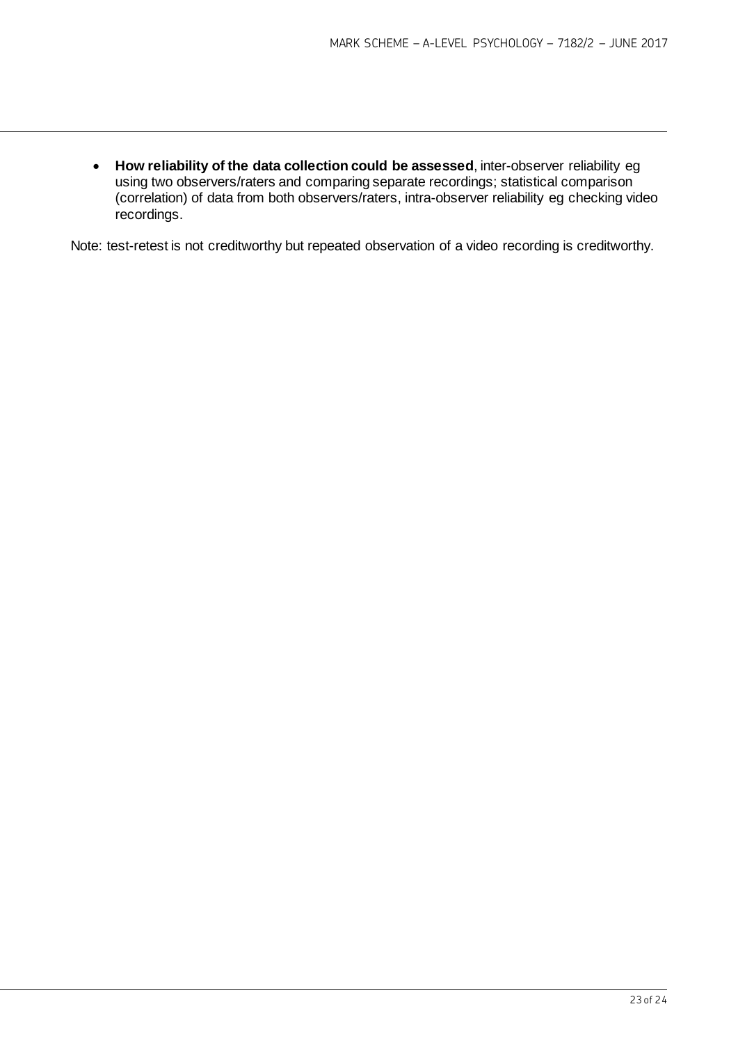- **How reliability of the data collection could be assessed**, inter-observer reliability eg using two observers/raters and comparing separate recordings; statistical comparison (correlation) of data from both observers/raters, intra-observer reliability eg checking video recordings.

Note: test-retest is not creditworthy but repeated observation of a video recording is creditworthy.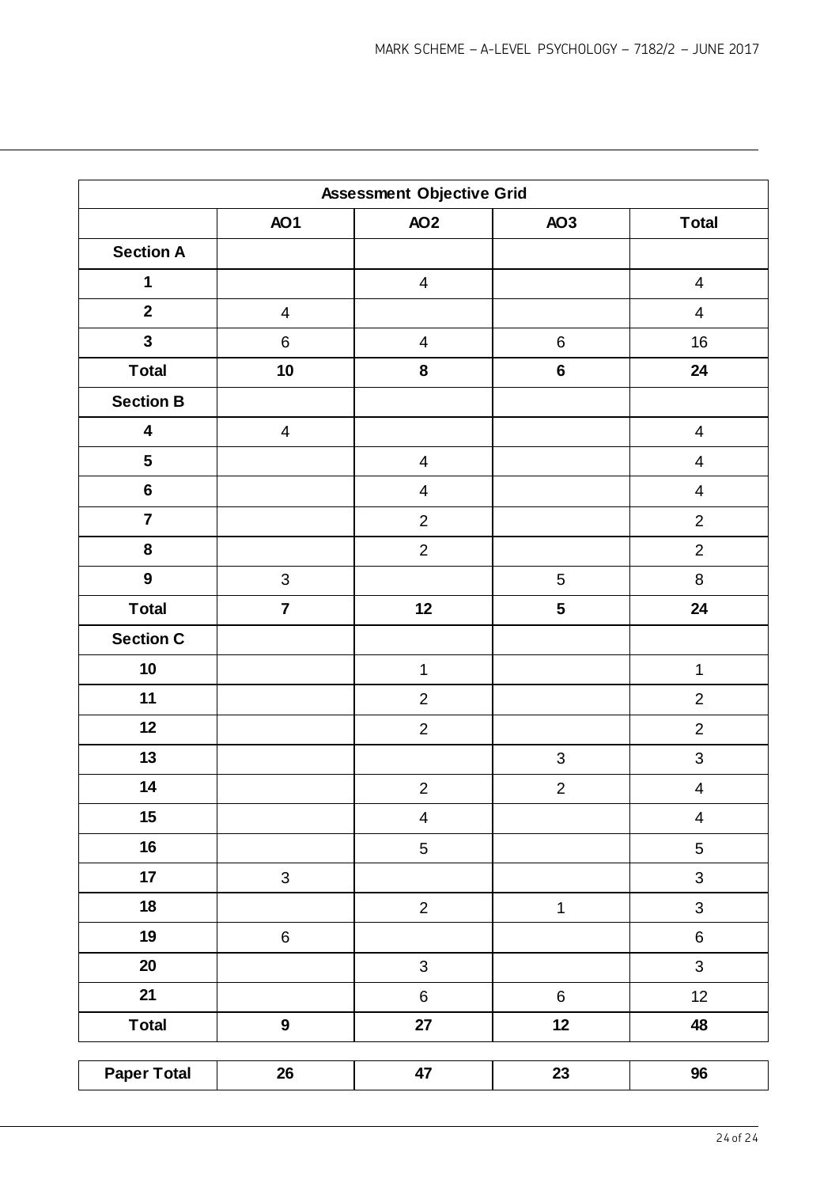| Assessment Objective Grid | | | | |
|---|---|---|---|---|
| | **AO1** | **AO2** | **AO3** | **Total** |
| **Section A** | | | | |
| **1** | | 4 | | 4 |
| **2** | 4 | | | 4 |
| **3** | 6 | 4 | 6 | 16 |
| **Total** | **10** | **8** | **6** | **24** |
| **Section B** | | | | |
| **4** | 4 | | | 4 |
| **5** | | 4 | | 4 |
| **6** | | 4 | | 4 |
| **7** | | 2 | | 2 |
| **8** | | 2 | | 2 |
| **9** | 3 | | 5 | 8 |
| **Total** | **7** | **12** | **5** | **24** |
| **Section C** | | | | |
| **10** | | 1 | | 1 |
| **11** | | 2 | | 2 |
| **12** | | 2 | | 2 |
| **13** | | | 3 | 3 |
| **14** | | 2 | 2 | 4 |
| **15** | | 4 | | 4 |
| **16** | | 5 | | 5 |
| **17** | 3 | | | 3 |
| **18** | | 2 | 1 | 3 |
| **19** | 6 | | | 6 |
| **20** | | 3 | | 3 |
| **21** | | 6 | 6 | 12 |
| **Total** | **9** | **27** | **12** | **48** |
| **Paper Total** | **26** | **47** | **23** | **96** |